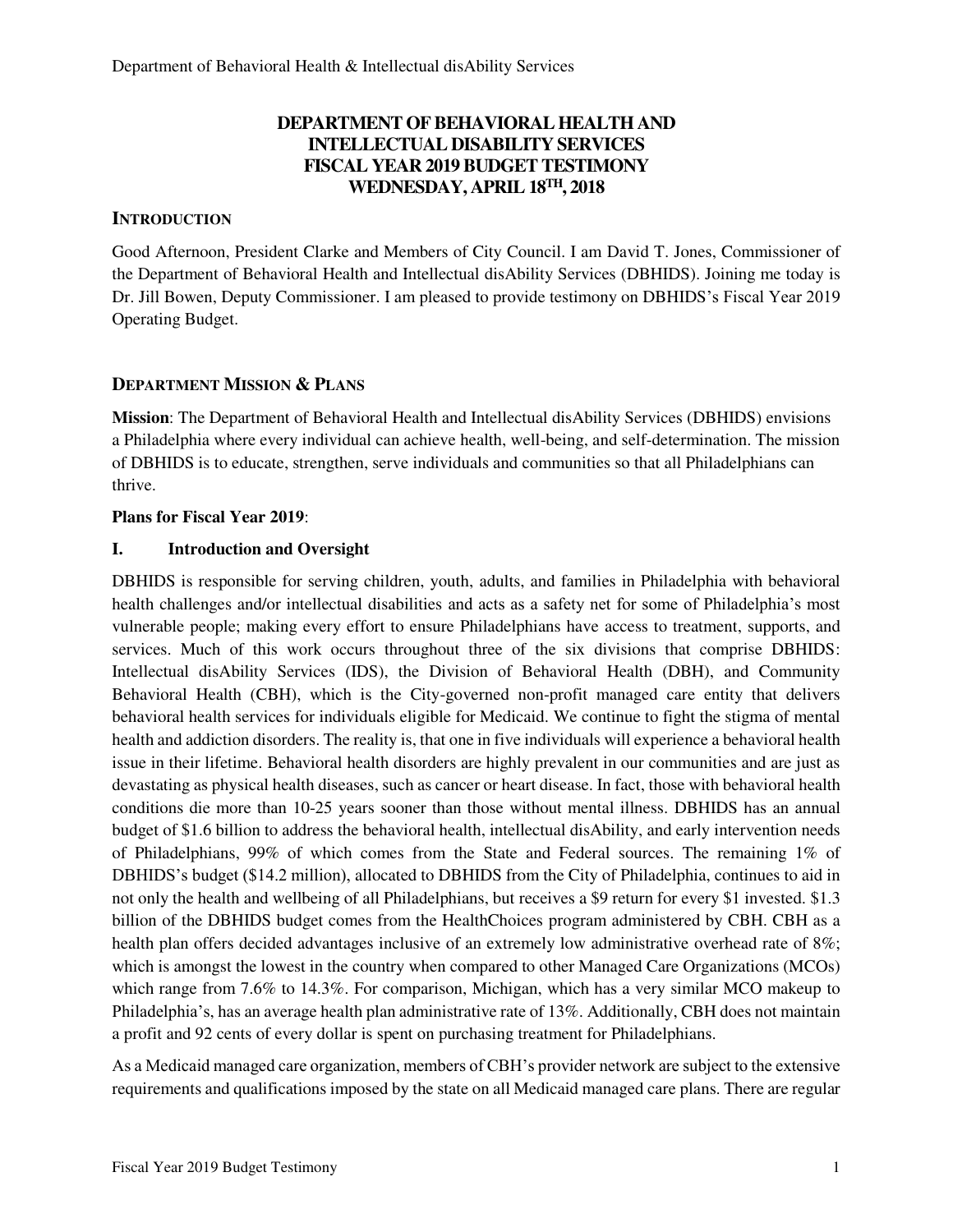# DEPARTMENT OF BEHAVIORAL HEALTH AND INTELLECTUAL DISABILITY SERVICES FISCAL YEAR 2019 BUDGET TESTIMONY WEDNESDAY, APRIL 18TH, 2018

## INTRODUCTION

Good Afternoon, President Clarke and Members of City Council. I am David T. Jones, Commissioner of the Department of Behavioral Health and Intellectual disAbility Services (DBHIDS). Joining me today is Dr. Jill Bowen, Deputy Commissioner. I am pleased to provide testimony on DBHIDS's Fiscal Year 2019 Operating Budget.

## DEPARTMENT MISSION & PLANS

**Mission**: The Department of Behavioral Health and Intellectual disAbility Services (DBHIDS) envisions a Philadelphia where every individual can achieve health, well-being, and self-determination. The mission of DBHIDS is to educate, strengthen, serve individuals and communities so that all Philadelphians can thrive.

**Plans for Fiscal Year 2019**:

### I. Introduction and Oversight

DBHIDS is responsible for serving children, youth, adults, and families in Philadelphia with behavioral health challenges and/or intellectual disabilities and acts as a safety net for some of Philadelphia's most vulnerable people; making every effort to ensure Philadelphians have access to treatment, supports, and services. Much of this work occurs throughout three of the six divisions that comprise DBHIDS: Intellectual disAbility Services (IDS), the Division of Behavioral Health (DBH), and Community Behavioral Health (CBH), which is the City-governed non-profit managed care entity that delivers behavioral health services for individuals eligible for Medicaid. We continue to fight the stigma of mental health and addiction disorders. The reality is, that one in five individuals will experience a behavioral health issue in their lifetime. Behavioral health disorders are highly prevalent in our communities and are just as devastating as physical health diseases, such as cancer or heart disease. In fact, those with behavioral health conditions die more than 10-25 years sooner than those without mental illness. DBHIDS has an annual budget of $1.6 billion to address the behavioral health, intellectual disAbility, and early intervention needs of Philadelphians, 99% of which comes from the State and Federal sources. The remaining 1% of DBHIDS's budget ($14.2 million), allocated to DBHIDS from the City of Philadelphia, continues to aid in not only the health and wellbeing of all Philadelphians, but receives a $9 return for every $1 invested. $1.3 billion of the DBHIDS budget comes from the HealthChoices program administered by CBH. CBH as a health plan offers decided advantages inclusive of an extremely low administrative overhead rate of 8%; which is amongst the lowest in the country when compared to other Managed Care Organizations (MCOs) which range from 7.6% to 14.3%. For comparison, Michigan, which has a very similar MCO makeup to Philadelphia's, has an average health plan administrative rate of 13%. Additionally, CBH does not maintain a profit and 92 cents of every dollar is spent on purchasing treatment for Philadelphians.

As a Medicaid managed care organization, members of CBH's provider network are subject to the extensive requirements and qualifications imposed by the state on all Medicaid managed care plans. There are regular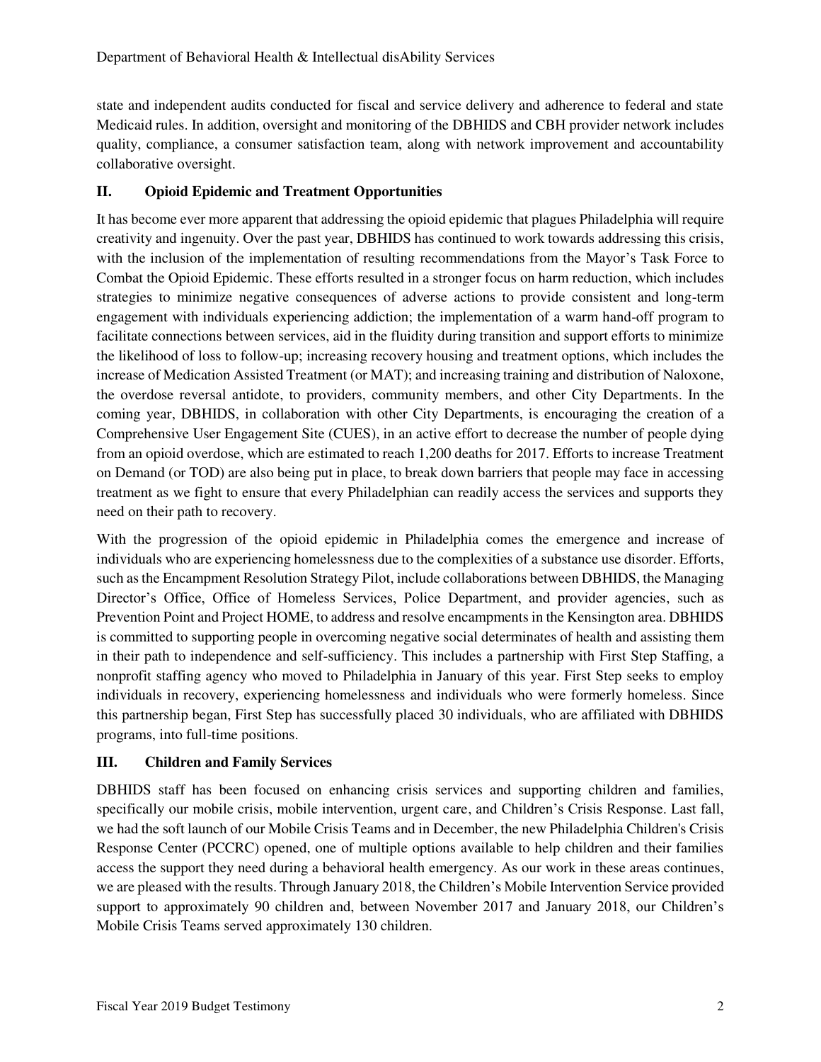state and independent audits conducted for fiscal and service delivery and adherence to federal and state Medicaid rules. In addition, oversight and monitoring of the DBHIDS and CBH provider network includes quality, compliance, a consumer satisfaction team, along with network improvement and accountability collaborative oversight.

## II. Opioid Epidemic and Treatment Opportunities

It has become ever more apparent that addressing the opioid epidemic that plagues Philadelphia will require creativity and ingenuity. Over the past year, DBHIDS has continued to work towards addressing this crisis, with the inclusion of the implementation of resulting recommendations from the Mayor's Task Force to Combat the Opioid Epidemic. These efforts resulted in a stronger focus on harm reduction, which includes strategies to minimize negative consequences of adverse actions to provide consistent and long-term engagement with individuals experiencing addiction; the implementation of a warm hand-off program to facilitate connections between services, aid in the fluidity during transition and support efforts to minimize the likelihood of loss to follow-up; increasing recovery housing and treatment options, which includes the increase of Medication Assisted Treatment (or MAT); and increasing training and distribution of Naloxone, the overdose reversal antidote, to providers, community members, and other City Departments. In the coming year, DBHIDS, in collaboration with other City Departments, is encouraging the creation of a Comprehensive User Engagement Site (CUES), in an active effort to decrease the number of people dying from an opioid overdose, which are estimated to reach 1,200 deaths for 2017. Efforts to increase Treatment on Demand (or TOD) are also being put in place, to break down barriers that people may face in accessing treatment as we fight to ensure that every Philadelphian can readily access the services and supports they need on their path to recovery.

With the progression of the opioid epidemic in Philadelphia comes the emergence and increase of individuals who are experiencing homelessness due to the complexities of a substance use disorder. Efforts, such as the Encampment Resolution Strategy Pilot, include collaborations between DBHIDS, the Managing Director's Office, Office of Homeless Services, Police Department, and provider agencies, such as Prevention Point and Project HOME, to address and resolve encampments in the Kensington area. DBHIDS is committed to supporting people in overcoming negative social determinates of health and assisting them in their path to independence and self-sufficiency. This includes a partnership with First Step Staffing, a nonprofit staffing agency who moved to Philadelphia in January of this year. First Step seeks to employ individuals in recovery, experiencing homelessness and individuals who were formerly homeless. Since this partnership began, First Step has successfully placed 30 individuals, who are affiliated with DBHIDS programs, into full-time positions.

## III. Children and Family Services

DBHIDS staff has been focused on enhancing crisis services and supporting children and families, specifically our mobile crisis, mobile intervention, urgent care, and Children's Crisis Response. Last fall, we had the soft launch of our Mobile Crisis Teams and in December, the new Philadelphia Children's Crisis Response Center (PCCRC) opened, one of multiple options available to help children and their families access the support they need during a behavioral health emergency. As our work in these areas continues, we are pleased with the results. Through January 2018, the Children's Mobile Intervention Service provided support to approximately 90 children and, between November 2017 and January 2018, our Children's Mobile Crisis Teams served approximately 130 children.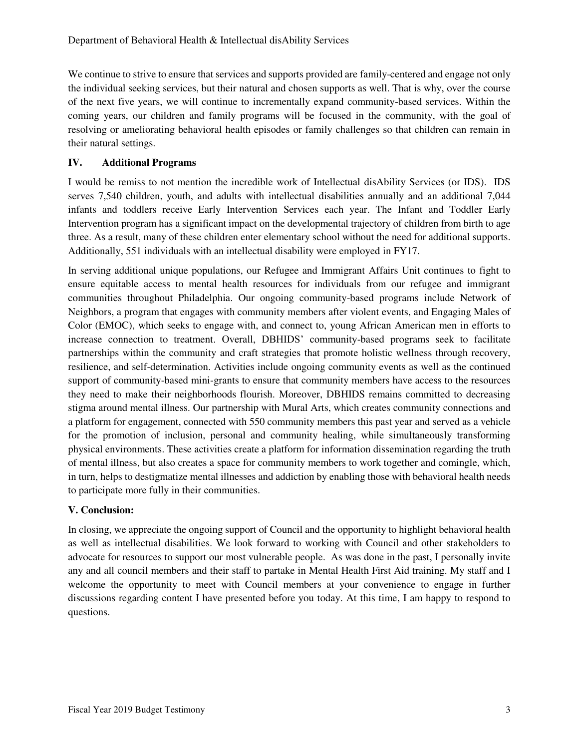We continue to strive to ensure that services and supports provided are family-centered and engage not only the individual seeking services, but their natural and chosen supports as well. That is why, over the course of the next five years, we will continue to incrementally expand community-based services. Within the coming years, our children and family programs will be focused in the community, with the goal of resolving or ameliorating behavioral health episodes or family challenges so that children can remain in their natural settings.

## IV. Additional Programs

I would be remiss to not mention the incredible work of Intellectual disAbility Services (or IDS). IDS serves 7,540 children, youth, and adults with intellectual disabilities annually and an additional 7,044 infants and toddlers receive Early Intervention Services each year. The Infant and Toddler Early Intervention program has a significant impact on the developmental trajectory of children from birth to age three. As a result, many of these children enter elementary school without the need for additional supports. Additionally, 551 individuals with an intellectual disability were employed in FY17.

In serving additional unique populations, our Refugee and Immigrant Affairs Unit continues to fight to ensure equitable access to mental health resources for individuals from our refugee and immigrant communities throughout Philadelphia. Our ongoing community-based programs include Network of Neighbors, a program that engages with community members after violent events, and Engaging Males of Color (EMOC), which seeks to engage with, and connect to, young African American men in efforts to increase connection to treatment. Overall, DBHIDS' community-based programs seek to facilitate partnerships within the community and craft strategies that promote holistic wellness through recovery, resilience, and self-determination. Activities include ongoing community events as well as the continued support of community-based mini-grants to ensure that community members have access to the resources they need to make their neighborhoods flourish. Moreover, DBHIDS remains committed to decreasing stigma around mental illness. Our partnership with Mural Arts, which creates community connections and a platform for engagement, connected with 550 community members this past year and served as a vehicle for the promotion of inclusion, personal and community healing, while simultaneously transforming physical environments. These activities create a platform for information dissemination regarding the truth of mental illness, but also creates a space for community members to work together and comingle, which, in turn, helps to destigmatize mental illnesses and addiction by enabling those with behavioral health needs to participate more fully in their communities.

## V. Conclusion:

In closing, we appreciate the ongoing support of Council and the opportunity to highlight behavioral health as well as intellectual disabilities. We look forward to working with Council and other stakeholders to advocate for resources to support our most vulnerable people. As was done in the past, I personally invite any and all council members and their staff to partake in Mental Health First Aid training. My staff and I welcome the opportunity to meet with Council members at your convenience to engage in further discussions regarding content I have presented before you today. At this time, I am happy to respond to questions.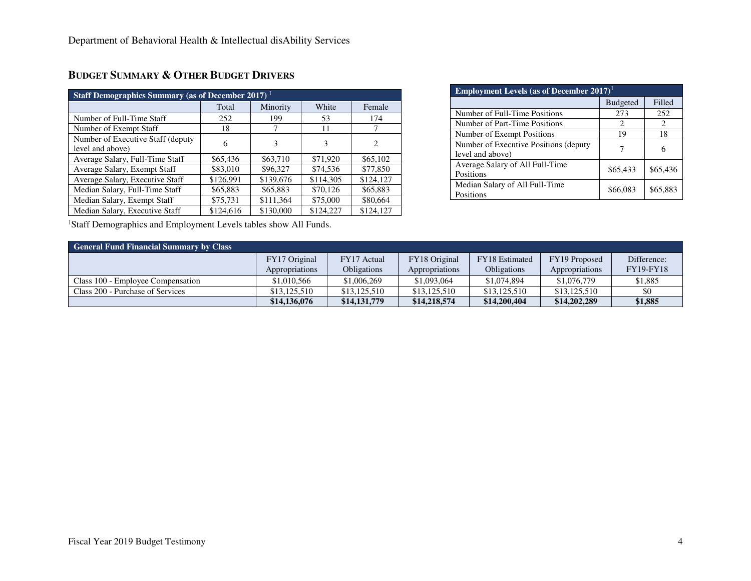## Budget Summary & Other Budget Drivers

| Staff Demographics Summary (as of December 2017) [1] | | | | |
|---|---|---|---|---|
| | Total | Minority | White | Female |
| Number of Full-Time Staff | 252 | 199 | 53 | 174 |
| Number of Exempt Staff | 18 | 7 | 11 | 7 |
| Number of Executive Staff (deputy level and above) | 6 | 3 | 3 | 2 |
| Average Salary, Full-Time Staff | $65,436 | $63,710 | $71,920 | $65,102 |
| Average Salary, Exempt Staff | $83,010 | $96,327 | $74,536 | $77,850 |
| Average Salary, Executive Staff | $126,991 | $139,676 | $114,305 | $124,127 |
| Median Salary, Full-Time Staff | $65,883 | $65,883 | $70,126 | $65,883 |
| Median Salary, Exempt Staff | $75,731 | $111,364 | $75,000 | $80,664 |
| Median Salary, Executive Staff | $124,616 | $130,000 | $124,227 | $124,127 |

| Employment Levels (as of December 2017) [1] | | |
|---|---|---|
| | Budgeted | Filled |
| Number of Full-Time Positions | 273 | 252 |
| Number of Part-Time Positions | 2 | 2 |
| Number of Exempt Positions | 19 | 18 |
| Number of Executive Positions (deputy level and above) | 7 | 6 |
| Average Salary of All Full-Time Positions | $65,433 | $65,436 |
| Median Salary of All Full-Time Positions | $66,083 | $65,883 |

[1]Staff Demographics and Employment Levels tables show All Funds.

| General Fund Financial Summary by Class | | | | | | |
|---|---|---|---|---|---|---|
| | FY17 Original Appropriations | FY17 Actual Obligations | FY18 Original Appropriations | FY18 Estimated Obligations | FY19 Proposed Appropriations | Difference: FY19-FY18 |
| Class 100 - Employee Compensation | $1,010,566 | $1,006,269 | $1,093,064 | $1,074,894 | $1,076,779 | $1,885 |
| Class 200 - Purchase of Services | $13,125,510 | $13,125,510 | $13,125,510 | $13,125,510 | $13,125,510 | $0 |
| | **$14,136,076** | **$14,131,779** | **$14,218,574** | **$14,200,404** | **$14,202,289** | **$1,885** |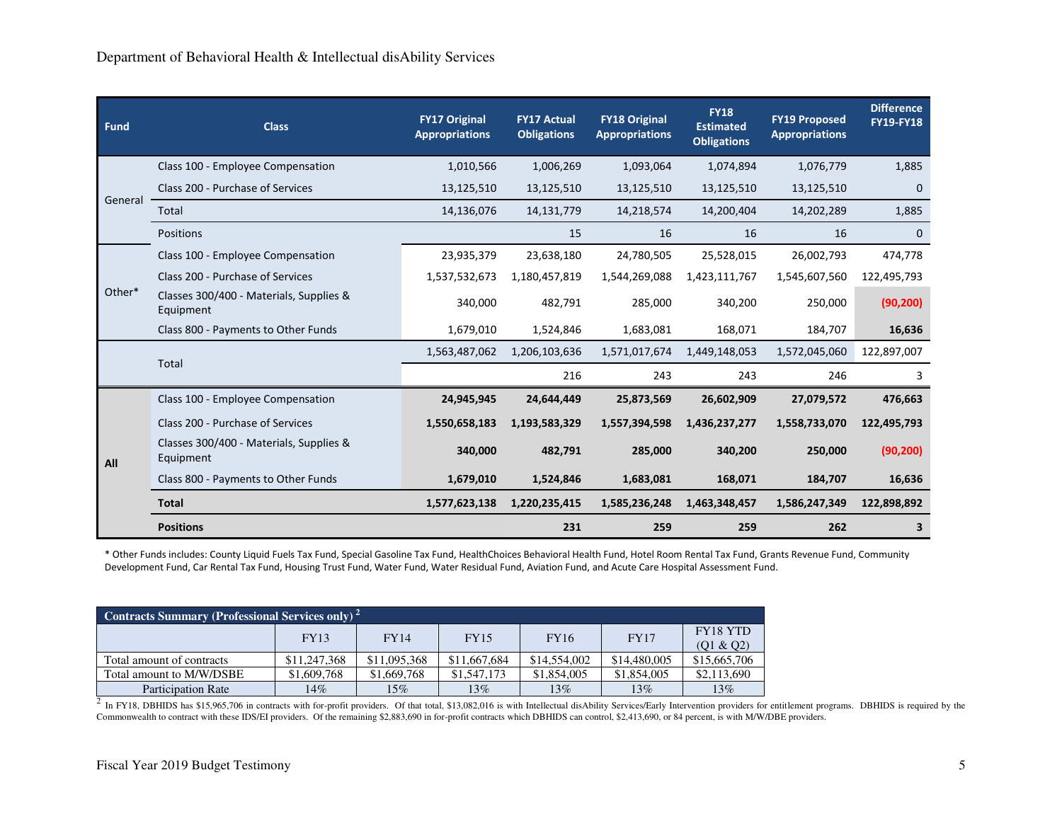Department of Behavioral Health & Intellectual disAbility Services

| Fund | Class | FY17 Original Appropriations | FY17 Actual Obligations | FY18 Original Appropriations | FY18 Estimated Obligations | FY19 Proposed Appropriations | Difference FY19-FY18 |
|---|---|---|---|---|---|---|---|
| General | Class 100 - Employee Compensation | 1,010,566 | 1,006,269 | 1,093,064 | 1,074,894 | 1,076,779 | 1,885 |
| | Class 200 - Purchase of Services | 13,125,510 | 13,125,510 | 13,125,510 | 13,125,510 | 13,125,510 | 0 |
| | Total | 14,136,076 | 14,131,779 | 14,218,574 | 14,200,404 | 14,202,289 | 1,885 |
| | Positions | | 15 | 16 | 16 | 16 | 0 |
| Other* | Class 100 - Employee Compensation | 23,935,379 | 23,638,180 | 24,780,505 | 25,528,015 | 26,002,793 | 474,778 |
| | Class 200 - Purchase of Services | 1,537,532,673 | 1,180,457,819 | 1,544,269,088 | 1,423,111,767 | 1,545,607,560 | 122,495,793 |
| | Classes 300/400 - Materials, Supplies & Equipment | 340,000 | 482,791 | 285,000 | 340,200 | 250,000 | (90,200) |
| | Class 800 - Payments to Other Funds | 1,679,010 | 1,524,846 | 1,683,081 | 168,071 | 184,707 | 16,636 |
| | Total | 1,563,487,062 | 1,206,103,636 | 1,571,017,674 | 1,449,148,053 | 1,572,045,060 | 122,897,007 |
| | | | 216 | 243 | 243 | 246 | 3 |
| **All** | Class 100 - Employee Compensation | **24,945,945** | **24,644,449** | **25,873,569** | **26,602,909** | **27,079,572** | **476,663** |
| | Class 200 - Purchase of Services | **1,550,658,183** | **1,193,583,329** | **1,557,394,598** | **1,436,237,277** | **1,558,733,070** | **122,495,793** |
| | Classes 300/400 - Materials, Supplies & Equipment | **340,000** | **482,791** | **285,000** | **340,200** | **250,000** | **(90,200)** |
| | Class 800 - Payments to Other Funds | **1,679,010** | **1,524,846** | **1,683,081** | **168,071** | **184,707** | **16,636** |
| | **Total** | **1,577,623,138** | **1,220,235,415** | **1,585,236,248** | **1,463,348,457** | **1,586,247,349** | **122,898,892** |
| | **Positions** | | **231** | **259** | **259** | **262** | **3** |

* Other Funds includes: County Liquid Fuels Tax Fund, Special Gasoline Tax Fund, HealthChoices Behavioral Health Fund, Hotel Room Rental Tax Fund, Grants Revenue Fund, Community Development Fund, Car Rental Tax Fund, Housing Trust Fund, Water Fund, Water Residual Fund, Aviation Fund, and Acute Care Hospital Assessment Fund.

| Contracts Summary (Professional Services only) [2] | FY13 | FY14 | FY15 | FY16 | FY17 | FY18 YTD (Q1 & Q2) |
|---|---|---|---|---|---|---|
| Total amount of contracts | $11,247,368 | $11,095,368 | $11,667,684 | $14,554,002 | $14,480,005 | $15,665,706 |
| Total amount to M/W/DSBE | $1,609,768 | $1,669,768 | $1,547,173 | $1,854,005 | $1,854,005 | $2,113,690 |
| Participation Rate | 14% | 15% | 13% | 13% | 13% | 13% |

[2] In FY18, DBHIDS has $15,965,706 in contracts with for-profit providers. Of that total, $13,082,016 is with Intellectual disAbility Services/Early Intervention providers for entitlement programs. DBHIDS is required by the Commonwealth to contract with these IDS/EI providers. Of the remaining $2,883,690 in for-profit contracts which DBHIDS can control, $2,413,690, or 84 percent, is with M/W/DBE providers.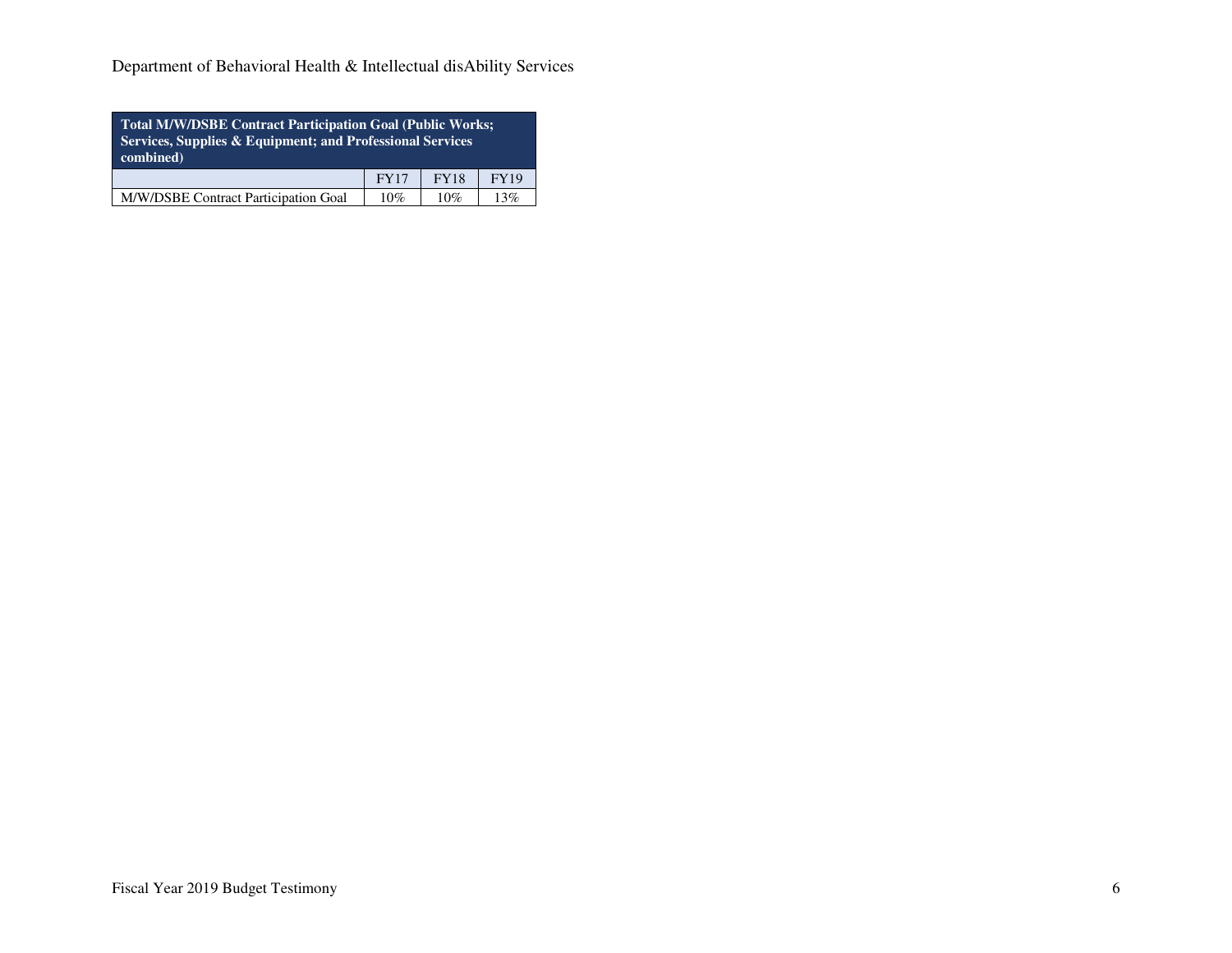| Total M/W/DSBE Contract Participation Goal (Public Works; Services, Supplies & Equipment; and Professional Services combined) | | | |
|---|---|---|---|
| | FY17 | FY18 | FY19 |
| M/W/DSBE Contract Participation Goal | 10% | 10% | 13% |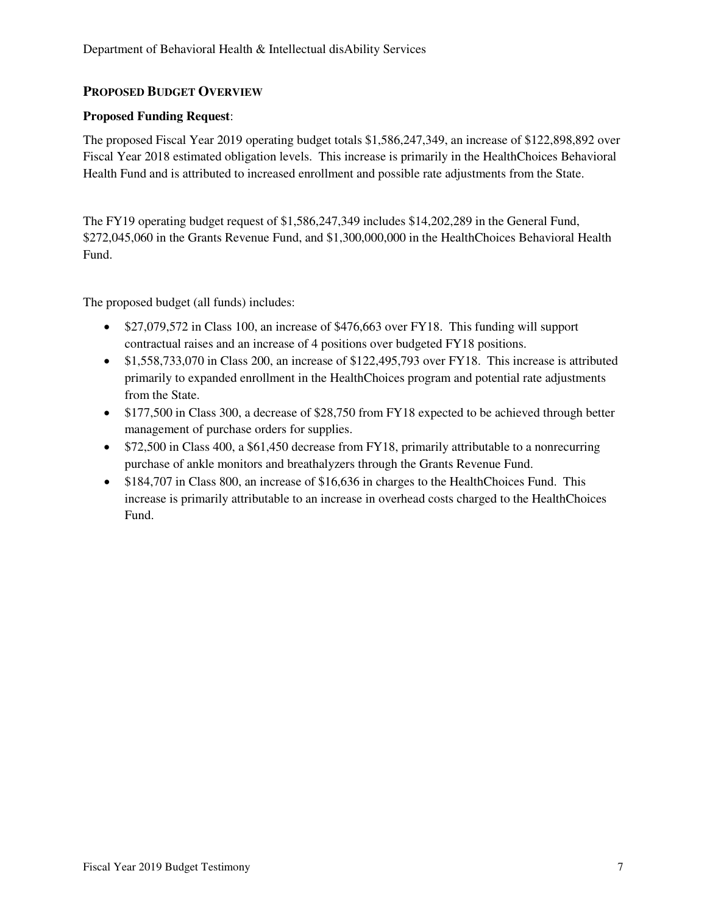## PROPOSED BUDGET OVERVIEW

**Proposed Funding Request**:

The proposed Fiscal Year 2019 operating budget totals $1,586,247,349, an increase of $122,898,892 over Fiscal Year 2018 estimated obligation levels. This increase is primarily in the HealthChoices Behavioral Health Fund and is attributed to increased enrollment and possible rate adjustments from the State.

The FY19 operating budget request of $1,586,247,349 includes $14,202,289 in the General Fund, $272,045,060 in the Grants Revenue Fund, and $1,300,000,000 in the HealthChoices Behavioral Health Fund.

The proposed budget (all funds) includes:

- $27,079,572 in Class 100, an increase of $476,663 over FY18. This funding will support contractual raises and an increase of 4 positions over budgeted FY18 positions.
- $1,558,733,070 in Class 200, an increase of $122,495,793 over FY18. This increase is attributed primarily to expanded enrollment in the HealthChoices program and potential rate adjustments from the State.
- $177,500 in Class 300, a decrease of $28,750 from FY18 expected to be achieved through better management of purchase orders for supplies.
- $72,500 in Class 400, a $61,450 decrease from FY18, primarily attributable to a nonrecurring purchase of ankle monitors and breathalyzers through the Grants Revenue Fund.
- $184,707 in Class 800, an increase of $16,636 in charges to the HealthChoices Fund. This increase is primarily attributable to an increase in overhead costs charged to the HealthChoices Fund.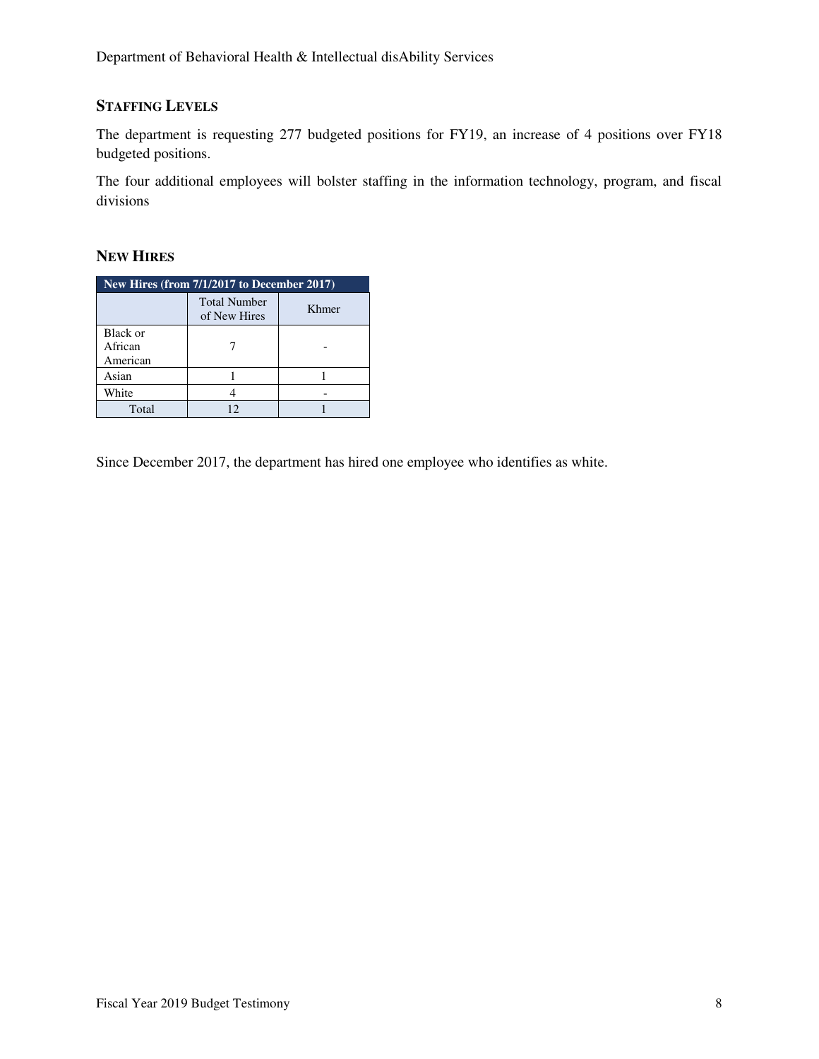## STAFFING LEVELS

The department is requesting 277 budgeted positions for FY19, an increase of 4 positions over FY18 budgeted positions.

The four additional employees will bolster staffing in the information technology, program, and fiscal divisions

## NEW HIRES

| New Hires (from 7/1/2017 to December 2017) | | |
|---|---|---|
| | Total Number of New Hires | Khmer |
| Black or African American | 7 | - |
| Asian | 1 | 1 |
| White | 4 | - |
| Total | 12 | 1 |

Since December 2017, the department has hired one employee who identifies as white.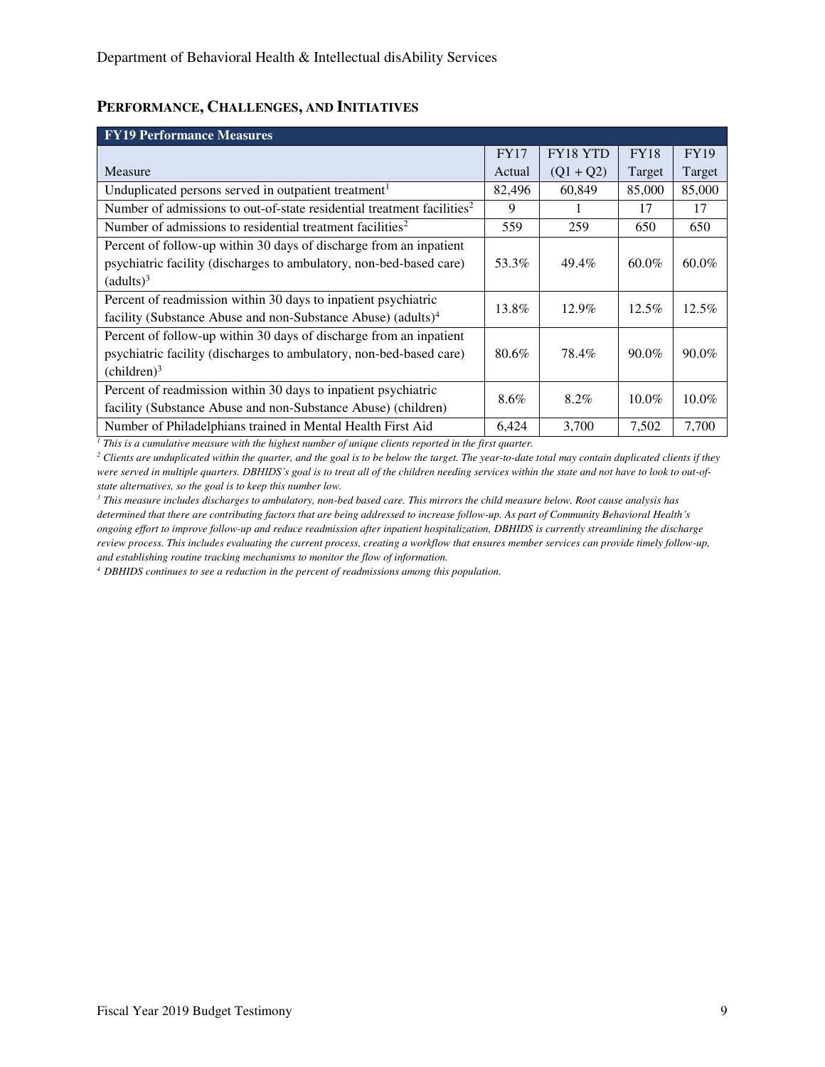## PERFORMANCE, CHALLENGES, AND INITIATIVES

| FY19 Performance Measures | | | | |
|---|---|---|---|---|
| Measure | FY17 Actual | FY18 YTD (Q1 + Q2) | FY18 Target | FY19 Target |
| Unduplicated persons served in outpatient treatment[1] | 82,496 | 60,849 | 85,000 | 85,000 |
| Number of admissions to out-of-state residential treatment facilities[2] | 9 | 1 | 17 | 17 |
| Number of admissions to residential treatment facilities[2] | 559 | 259 | 650 | 650 |
| Percent of follow-up within 30 days of discharge from an inpatient psychiatric facility (discharges to ambulatory, non-bed-based care) (adults)[3] | 53.3% | 49.4% | 60.0% | 60.0% |
| Percent of readmission within 30 days to inpatient psychiatric facility (Substance Abuse and non-Substance Abuse) (adults)[4] | 13.8% | 12.9% | 12.5% | 12.5% |
| Percent of follow-up within 30 days of discharge from an inpatient psychiatric facility (discharges to ambulatory, non-bed-based care) (children)[3] | 80.6% | 78.4% | 90.0% | 90.0% |
| Percent of readmission within 30 days to inpatient psychiatric facility (Substance Abuse and non-Substance Abuse) (children) | 8.6% | 8.2% | 10.0% | 10.0% |
| Number of Philadelphians trained in Mental Health First Aid | 6,424 | 3,700 | 7,502 | 7,700 |

*[1] This is a cumulative measure with the highest number of unique clients reported in the first quarter.*

*[2] Clients are unduplicated within the quarter, and the goal is to be below the target. The year-to-date total may contain duplicated clients if they were served in multiple quarters. DBHIDS's goal is to treat all of the children needing services within the state and not have to look to out-of-state alternatives, so the goal is to keep this number low.*

*[3] This measure includes discharges to ambulatory, non-bed based care. This mirrors the child measure below. Root cause analysis has determined that there are contributing factors that are being addressed to increase follow-up. As part of Community Behavioral Health's ongoing effort to improve follow-up and reduce readmission after inpatient hospitalization, DBHIDS is currently streamlining the discharge review process. This includes evaluating the current process, creating a workflow that ensures member services can provide timely follow-up, and establishing routine tracking mechanisms to monitor the flow of information.*

*[4] DBHIDS continues to see a reduction in the percent of readmissions among this population.*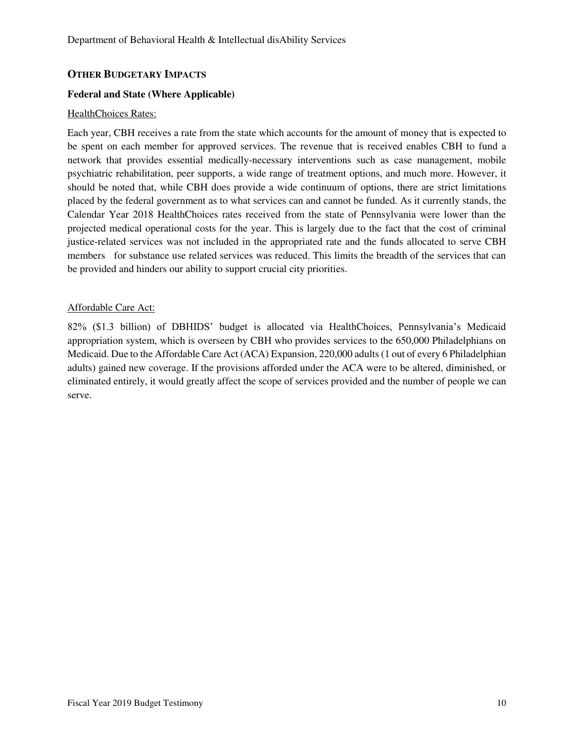## OTHER BUDGETARY IMPACTS

### Federal and State (Where Applicable)

HealthChoices Rates:

Each year, CBH receives a rate from the state which accounts for the amount of money that is expected to be spent on each member for approved services. The revenue that is received enables CBH to fund a network that provides essential medically-necessary interventions such as case management, mobile psychiatric rehabilitation, peer supports, a wide range of treatment options, and much more. However, it should be noted that, while CBH does provide a wide continuum of options, there are strict limitations placed by the federal government as to what services can and cannot be funded. As it currently stands, the Calendar Year 2018 HealthChoices rates received from the state of Pennsylvania were lower than the projected medical operational costs for the year. This is largely due to the fact that the cost of criminal justice-related services was not included in the appropriated rate and the funds allocated to serve CBH members for substance use related services was reduced. This limits the breadth of the services that can be provided and hinders our ability to support crucial city priorities.

Affordable Care Act:

82% ($1.3 billion) of DBHIDS' budget is allocated via HealthChoices, Pennsylvania's Medicaid appropriation system, which is overseen by CBH who provides services to the 650,000 Philadelphians on Medicaid. Due to the Affordable Care Act (ACA) Expansion, 220,000 adults (1 out of every 6 Philadelphian adults) gained new coverage. If the provisions afforded under the ACA were to be altered, diminished, or eliminated entirely, it would greatly affect the scope of services provided and the number of people we can serve.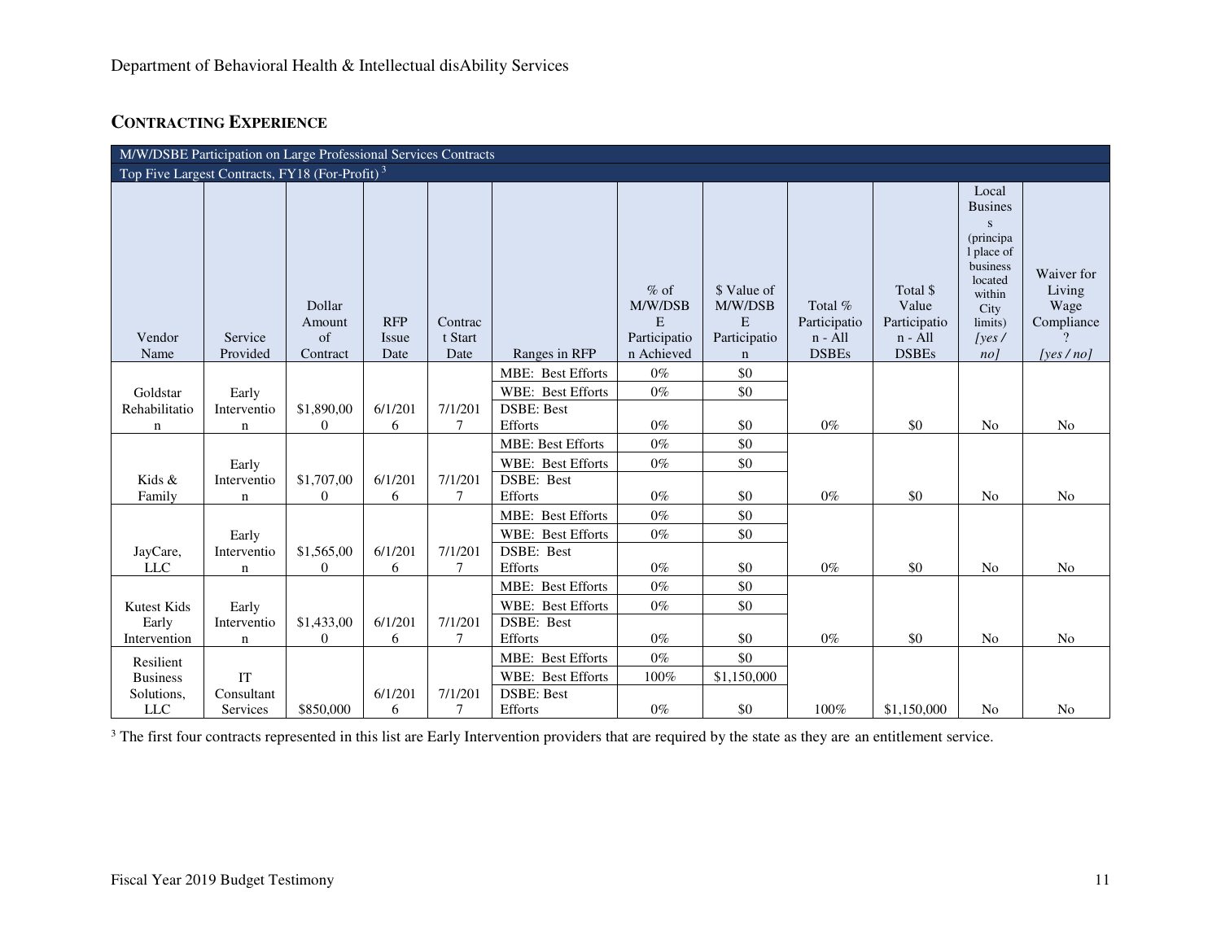## CONTRACTING EXPERIENCE

| M/W/DSBE Participation on Large Professional Services Contracts | | | | | | | | | | | |
|---|---|---|---|---|---|---|---|---|---|---|---|
| Top Five Largest Contracts, FY18 (For-Profit)[3] | | | | | | | | | | | |
| Vendor Name | Service Provided | Dollar Amount of Contract | RFP Issue Date | Contract Start Date | Ranges in RFP | % of M/W/DSBE Participation Achieved | $ Value of M/W/DSBE Participation | Total % Participation - All DSBEs | Total $ Value Participation - All DSBEs | Local Business (principal place of business located within City limits) *[yes / no]* | Waiver for Living Wage Compliance? *[yes / no]* |
| Goldstar Rehabilitation | Early Intervention | $1,890,000 | 6/1/2016 | 7/1/2017 | MBE: Best Efforts | 0% | $0 | 0% | $0 | No | No |
| | | | | | WBE: Best Efforts | 0% | $0 | | | | |
| | | | | | DSBE: Best Efforts | 0% | $0 | | | | |
| Kids & Family | Early Intervention | $1,707,000 | 6/1/2016 | 7/1/2017 | MBE: Best Efforts | 0% | $0 | 0% | $0 | No | No |
| | | | | | WBE: Best Efforts | 0% | $0 | | | | |
| | | | | | DSBE: Best Efforts | 0% | $0 | | | | |
| JayCare, LLC | Early Intervention | $1,565,000 | 6/1/2016 | 7/1/2017 | MBE: Best Efforts | 0% | $0 | 0% | $0 | No | No |
| | | | | | WBE: Best Efforts | 0% | $0 | | | | |
| | | | | | DSBE: Best Efforts | 0% | $0 | | | | |
| Kutest Kids Early Intervention | Early Intervention | $1,433,000 | 6/1/2016 | 7/1/2017 | MBE: Best Efforts | 0% | $0 | 0% | $0 | No | No |
| | | | | | WBE: Best Efforts | 0% | $0 | | | | |
| | | | | | DSBE: Best Efforts | 0% | $0 | | | | |
| Resilient Business Solutions, LLC | IT Consultant Services | $850,000 | 6/1/2016 | 7/1/2017 | MBE: Best Efforts | 0% | $0 | 100% | $1,150,000 | No | No |
| | | | | | WBE: Best Efforts | 100% | $1,150,000 | | | | |
| | | | | | DSBE: Best Efforts | 0% | $0 | | | | |

[3] The first four contracts represented in this list are Early Intervention providers that are required by the state as they are an entitlement service.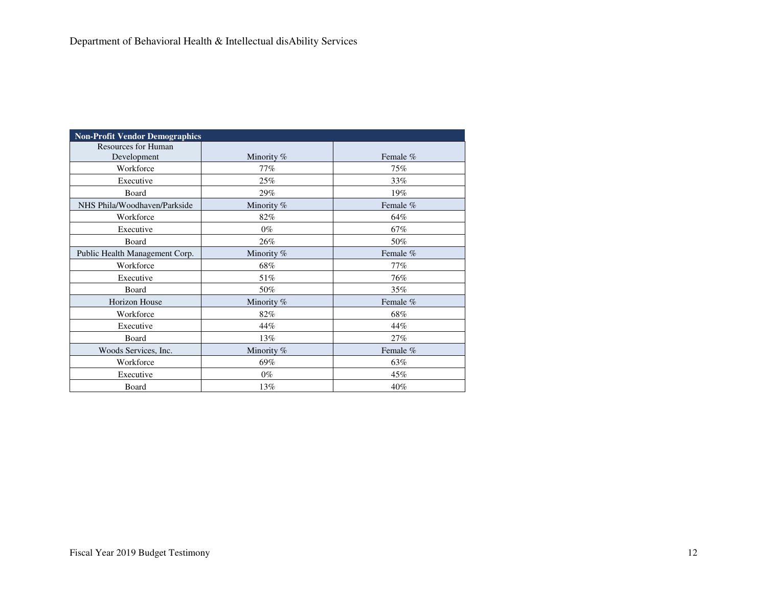| Non-Profit Vendor Demographics | | |
|---|---|---|
| Resources for Human Development | Minority % | Female % |
| Workforce | 77% | 75% |
| Executive | 25% | 33% |
| Board | 29% | 19% |
| NHS Phila/Woodhaven/Parkside | Minority % | Female % |
| Workforce | 82% | 64% |
| Executive | 0% | 67% |
| Board | 26% | 50% |
| Public Health Management Corp. | Minority % | Female % |
| Workforce | 68% | 77% |
| Executive | 51% | 76% |
| Board | 50% | 35% |
| Horizon House | Minority % | Female % |
| Workforce | 82% | 68% |
| Executive | 44% | 44% |
| Board | 13% | 27% |
| Woods Services, Inc. | Minority % | Female % |
| Workforce | 69% | 63% |
| Executive | 0% | 45% |
| Board | 13% | 40% |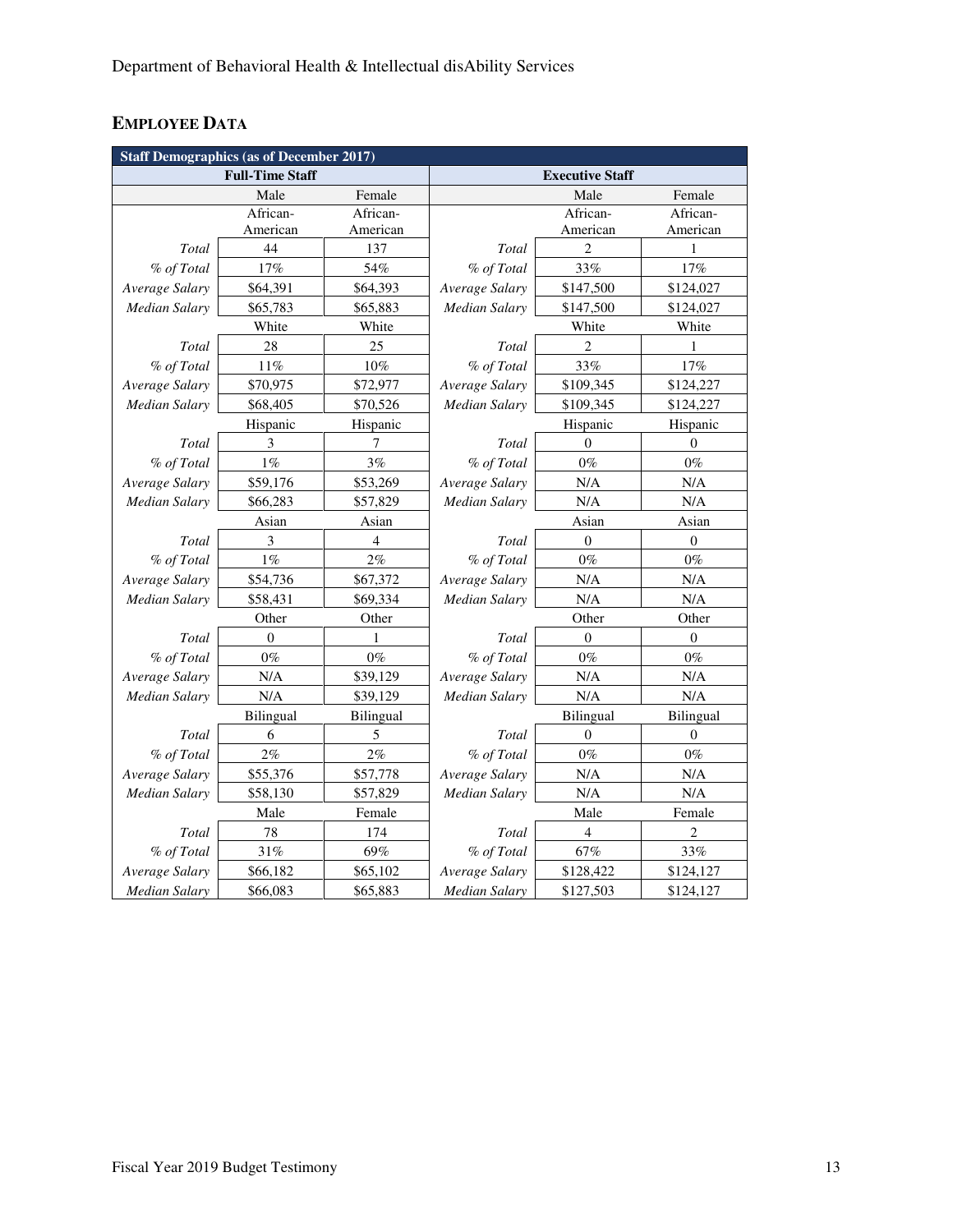## EMPLOYEE DATA

| Staff Demographics (as of December 2017) | | | | | |
|---|---|---|---|---|---|
| Full-Time Staff | | | Executive Staff | | |
| | Male | Female | | Male | Female |
| | African-American | African-American | | African-American | African-American |
| *Total* | 44 | 137 | *Total* | 2 | 1 |
| *% of Total* | 17% | 54% | *% of Total* | 33% | 17% |
| *Average Salary* | $64,391 | $64,393 | *Average Salary* | $147,500 | $124,027 |
| *Median Salary* | $65,783 | $65,883 | *Median Salary* | $147,500 | $124,027 |
| | White | White | | White | White |
| *Total* | 28 | 25 | *Total* | 2 | 1 |
| *% of Total* | 11% | 10% | *% of Total* | 33% | 17% |
| *Average Salary* | $70,975 | $72,977 | *Average Salary* | $109,345 | $124,227 |
| *Median Salary* | $68,405 | $70,526 | *Median Salary* | $109,345 | $124,227 |
| | Hispanic | Hispanic | | Hispanic | Hispanic |
| *Total* | 3 | 7 | *Total* | 0 | 0 |
| *% of Total* | 1% | 3% | *% of Total* | 0% | 0% |
| *Average Salary* | $59,176 | $53,269 | *Average Salary* | N/A | N/A |
| *Median Salary* | $66,283 | $57,829 | *Median Salary* | N/A | N/A |
| | Asian | Asian | | Asian | Asian |
| *Total* | 3 | 4 | *Total* | 0 | 0 |
| *% of Total* | 1% | 2% | *% of Total* | 0% | 0% |
| *Average Salary* | $54,736 | $67,372 | *Average Salary* | N/A | N/A |
| *Median Salary* | $58,431 | $69,334 | *Median Salary* | N/A | N/A |
| | Other | Other | | Other | Other |
| *Total* | 0 | 1 | *Total* | 0 | 0 |
| *% of Total* | 0% | 0% | *% of Total* | 0% | 0% |
| *Average Salary* | N/A | $39,129 | *Average Salary* | N/A | N/A |
| *Median Salary* | N/A | $39,129 | *Median Salary* | N/A | N/A |
| | Bilingual | Bilingual | | Bilingual | Bilingual |
| *Total* | 6 | 5 | *Total* | 0 | 0 |
| *% of Total* | 2% | 2% | *% of Total* | 0% | 0% |
| *Average Salary* | $55,376 | $57,778 | *Average Salary* | N/A | N/A |
| *Median Salary* | $58,130 | $57,829 | *Median Salary* | N/A | N/A |
| | Male | Female | | Male | Female |
| *Total* | 78 | 174 | *Total* | 4 | 2 |
| *% of Total* | 31% | 69% | *% of Total* | 67% | 33% |
| *Average Salary* | $66,182 | $65,102 | *Average Salary* | $128,422 | $124,127 |
| *Median Salary* | $66,083 | $65,883 | *Median Salary* | $127,503 | $124,127 |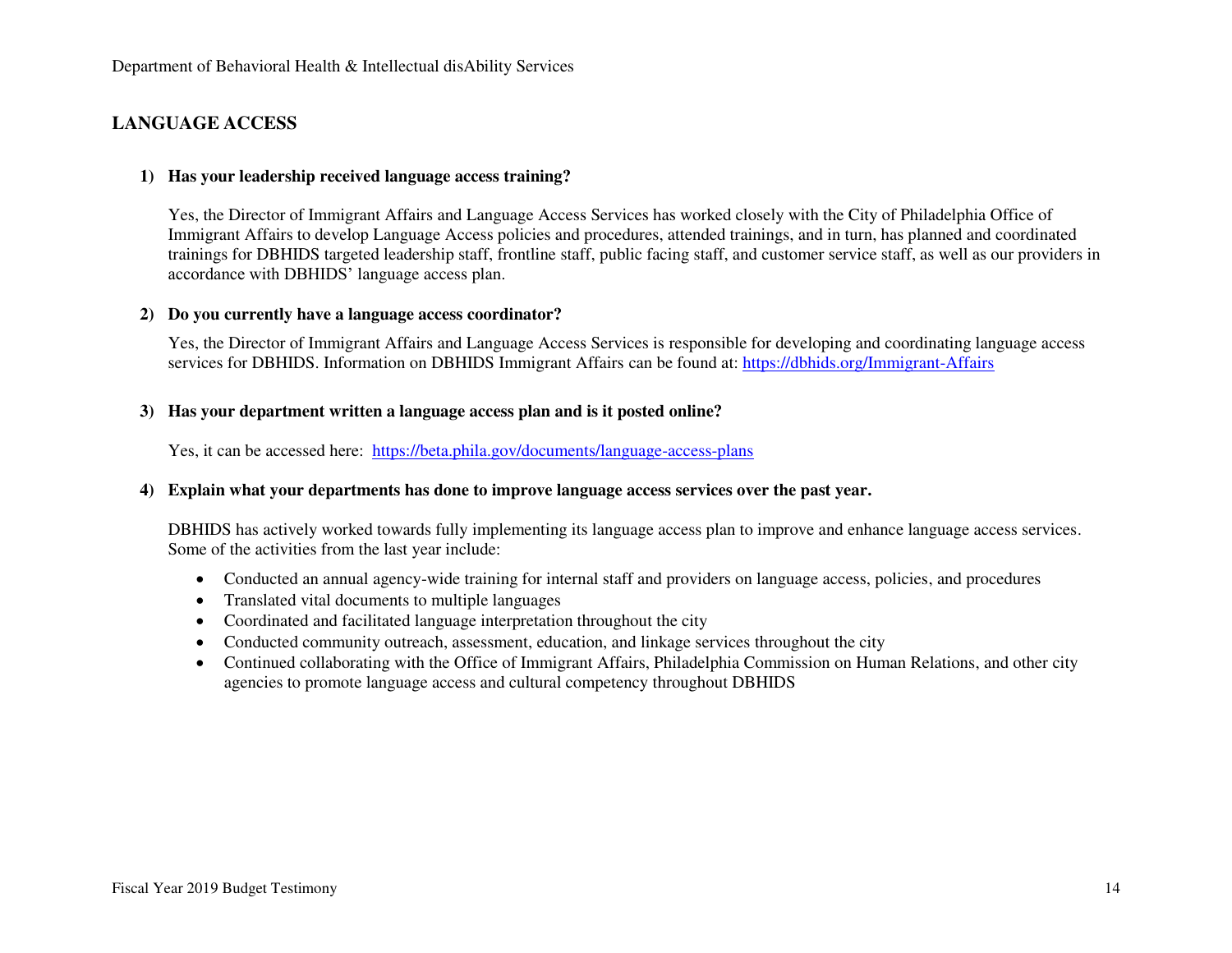## LANGUAGE ACCESS

**1) Has your leadership received language access training?**

Yes, the Director of Immigrant Affairs and Language Access Services has worked closely with the City of Philadelphia Office of Immigrant Affairs to develop Language Access policies and procedures, attended trainings, and in turn, has planned and coordinated trainings for DBHIDS targeted leadership staff, frontline staff, public facing staff, and customer service staff, as well as our providers in accordance with DBHIDS' language access plan.

**2) Do you currently have a language access coordinator?**

Yes, the Director of Immigrant Affairs and Language Access Services is responsible for developing and coordinating language access services for DBHIDS. Information on DBHIDS Immigrant Affairs can be found at: https://dbhids.org/Immigrant-Affairs

**3) Has your department written a language access plan and is it posted online?**

Yes, it can be accessed here: https://beta.phila.gov/documents/language-access-plans

**4) Explain what your departments has done to improve language access services over the past year.**

DBHIDS has actively worked towards fully implementing its language access plan to improve and enhance language access services. Some of the activities from the last year include:

- Conducted an annual agency-wide training for internal staff and providers on language access, policies, and procedures
- Translated vital documents to multiple languages
- Coordinated and facilitated language interpretation throughout the city
- Conducted community outreach, assessment, education, and linkage services throughout the city
- Continued collaborating with the Office of Immigrant Affairs, Philadelphia Commission on Human Relations, and other city agencies to promote language access and cultural competency throughout DBHIDS